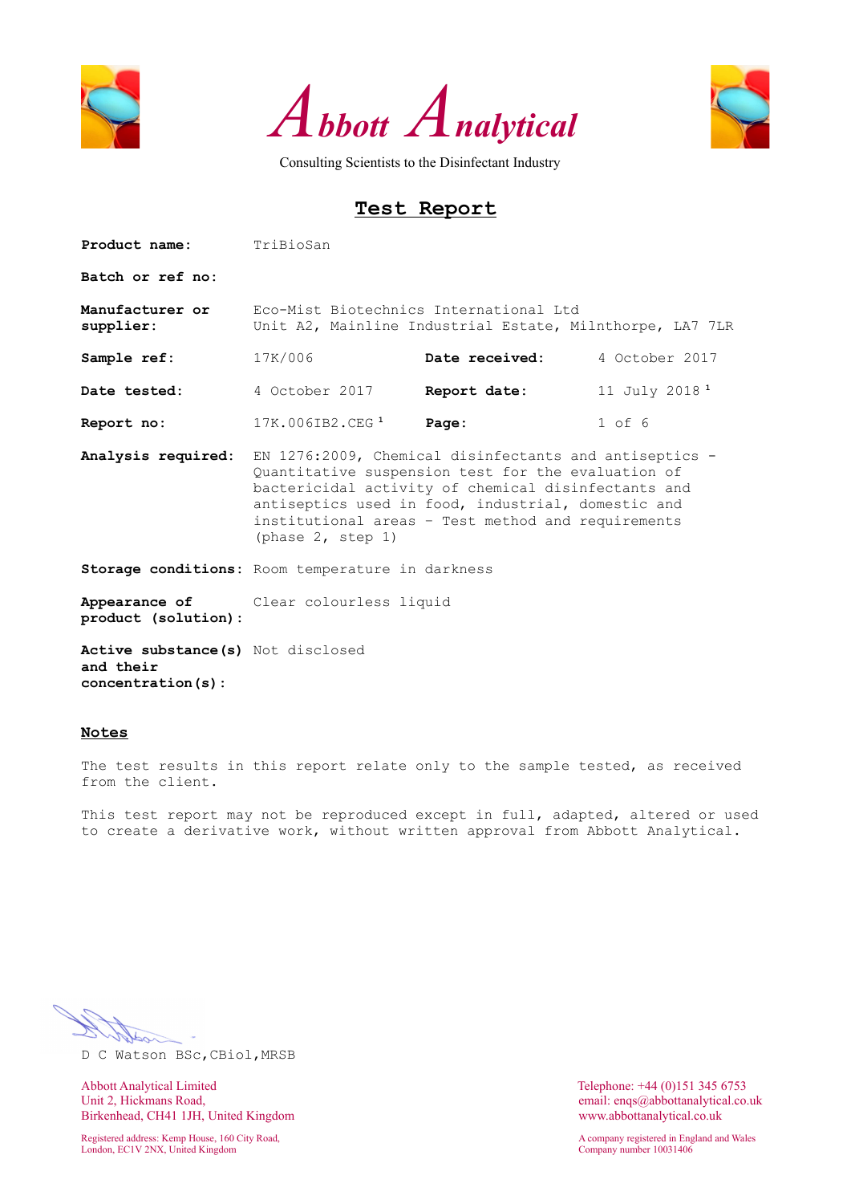# Abbott Analytical

Consulting Scientists to the Disinfectant Industry

## Test Report

| | | | |
|---|---|---|---|
| **Product name:** | TriBioSan | | |
| **Batch or ref no:** | | | |
| **Manufacturer or supplier:** | Eco-Mist Biotechnics International Ltd<br>Unit A2, Mainline Industrial Estate, Milnthorpe, LA7 7LR | | |
| **Sample ref:** | 17K/006 | **Date received:** | 4 October 2017 |
| **Date tested:** | 4 October 2017 | **Report date:** | 11 July 2018 [1] |
| **Report no:** | 17K.006IB2.CEG [1] | **Page:** | 1 of 6 |
| **Analysis required:** | EN 1276:2009, Chemical disinfectants and antiseptics - Quantitative suspension test for the evaluation of bactericidal activity of chemical disinfectants and antiseptics used in food, industrial, domestic and institutional areas – Test method and requirements (phase 2, step 1) | | |
| **Storage conditions:** | Room temperature in darkness | | |
| **Appearance of product (solution):** | Clear colourless liquid | | |
| **Active substance(s) and their concentration(s):** | Not disclosed | | |

### Notes

The test results in this report relate only to the sample tested, as received from the client.

This test report may not be reproduced except in full, adapted, altered or used to create a derivative work, without written approval from Abbott Analytical.

D C Watson BSc,CBiol,MRSB

Abbott Analytical Limited
Unit 2, Hickmans Road,
Birkenhead, CH41 1JH, United Kingdom

Registered address: Kemp House, 160 City Road,
London, EC1V 2NX, United Kingdom

Telephone: +44 (0)151 345 6753
email: enqs@abbottanalytical.co.uk
www.abbottanalytical.co.uk

A company registered in England and Wales
Company number 10031406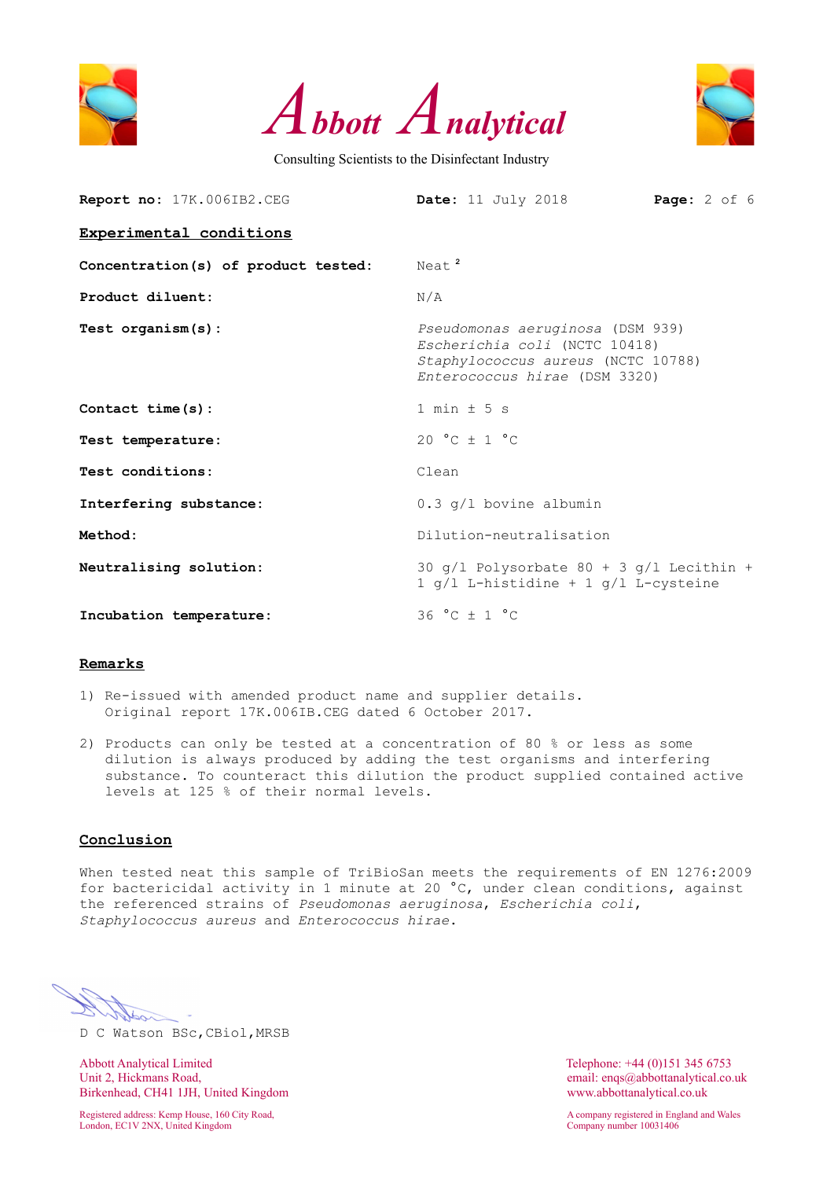# Abbott Analytical

Consulting Scientists to the Disinfectant Industry

**Report no:** 17K.006IB2.CEG **Date:** 11 July 2018

## Experimental conditions

| | |
|---|---|
| **Concentration(s) of product tested:** | Neat [2] |
| **Product diluent:** | N/A |
| **Test organism(s):** | *Pseudomonas aeruginosa* (DSM 939)<br>*Escherichia coli* (NCTC 10418)<br>*Staphylococcus aureus* (NCTC 10788)<br>*Enterococcus hirae* (DSM 3320) |
| **Contact time(s):** | 1 min ± 5 s |
| **Test temperature:** | 20 °C ± 1 °C |
| **Test conditions:** | Clean |
| **Interfering substance:** | 0.3 g/l bovine albumin |
| **Method:** | Dilution-neutralisation |
| **Neutralising solution:** | 30 g/l Polysorbate 80 + 3 g/l Lecithin + 1 g/l L-histidine + 1 g/l L-cysteine |
| **Incubation temperature:** | 36 °C ± 1 °C |

## Remarks

1) Re-issued with amended product name and supplier details. Original report 17K.006IB.CEG dated 6 October 2017.

2) Products can only be tested at a concentration of 80 % or less as some dilution is always produced by adding the test organisms and interfering substance. To counteract this dilution the product supplied contained active levels at 125 % of their normal levels.

## Conclusion

When tested neat this sample of TriBioSan meets the requirements of EN 1276:2009 for bactericidal activity in 1 minute at 20 °C, under clean conditions, against the referenced strains of *Pseudomonas aeruginosa*, *Escherichia coli*, *Staphylococcus aureus* and *Enterococcus hirae*.

D C Watson BSc,CBiol,MRSB

Abbott Analytical Limited
Unit 2, Hickmans Road,
Birkenhead, CH41 1JH, United Kingdom

Telephone: +44 (0)151 345 6753
email: enqs@abbottanalytical.co.uk
www.abbottanalytical.co.uk

Registered address: Kemp House, 160 City Road, London, EC1V 2NX, United Kingdom

A company registered in England and Wales
Company number 10031406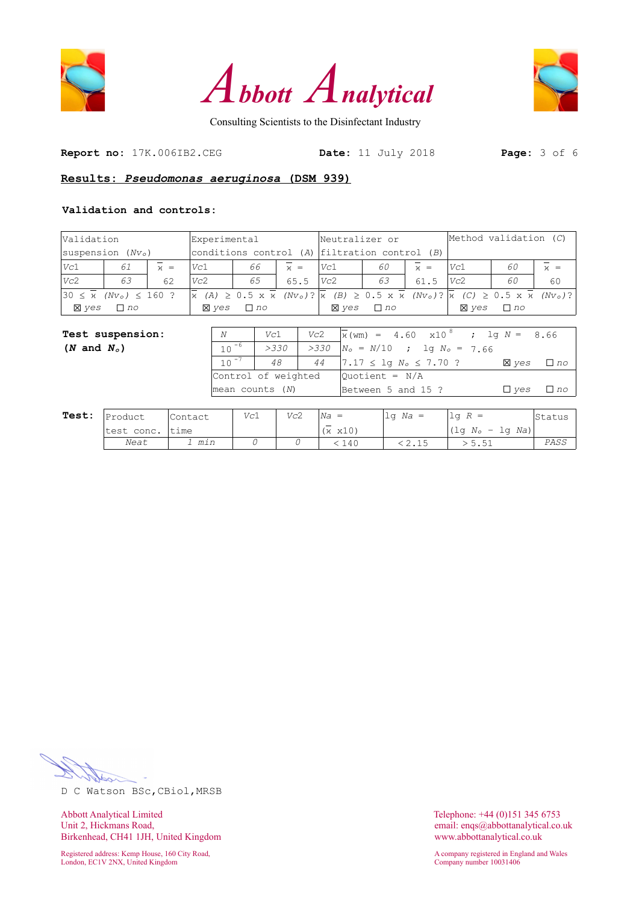# Abbott Analytical

Consulting Scientists to the Disinfectant Industry

**Report no:** 17K.006IB2.CEG **Date:** 11 July 2018

## Results: *Pseudomonas aeruginosa* (DSM 939)

### Validation and controls:

| Validation suspension ($Nv_o$) | | | Experimental conditions control (*A*) | | | Neutralizer or filtration control (*B*) | | | Method validation (*C*) | | |
|---|---|---|---|---|---|---|---|---|---|---|---|
| *Vc*1 | *61* | $\bar{x}$ = | *Vc*1 | *66* | $\bar{x}$ = | *Vc*1 | *60* | $\bar{x}$ = | *Vc*1 | *60* | $\bar{x}$ = |
| *Vc*2 | *63* | 62 | *Vc*2 | *65* | 65.5 | *Vc*2 | *63* | 61.5 | *Vc*2 | *60* | 60 |
| $30 \leq \bar{x}$ ($Nv_o$) $\leq 160$ ? ☒ *yes* ☐ *no* | | | $\bar{x}$ (*A*) $\geq 0.5 \times \bar{x}$ ($Nv_o$)? ☒ *yes* ☐ *no* | | | $\bar{x}$ (*B*) $\geq 0.5 \times \bar{x}$ ($Nv_o$)? ☒ *yes* ☐ *no* | | | $\bar{x}$ (*C*) $\geq 0.5 \times \bar{x}$ ($Nv_o$)? ☒ *yes* ☐ *no* | | |

**Test suspension: (*N* and $N_o$)**

| *N* | *Vc*1 | *Vc*2 | |
|---|---|---|---|
| $10^{-6}$ | *>330* | *>330* | $\bar{x}$(wm) = 4.60 $\times 10^{8}$ ; lg *N* = 8.66<br>$N_o$ = *N*/10 ; lg $N_o$ = 7.66 |
| $10^{-7}$ | *48* | *44* | 7.17 ≤ lg $N_o$ ≤ 7.70 ? ☒ *yes* ☐ *no* |
| Control of weighted mean counts (*N*) | | | Quotient = N/A<br>Between 5 and 15 ? ☐ *yes* ☐ *no* |

**Test:**

| Product test conc. | Contact time | *Vc*1 | *Vc*2 | *Na* = ($\bar{x}$ x10) | lg *Na* = | lg *R* = (lg $N_o$ − lg *Na*) | Status |
|---|---|---|---|---|---|---|---|
| *Neat* | *1 min* | *0* | *0* | < 140 | < 2.15 | > 5.51 | *PASS* |

D C Watson BSc,CBiol,MRSB

Abbott Analytical Limited
Unit 2, Hickmans Road,
Birkenhead, CH41 1JH, United Kingdom

Telephone: +44 (0)151 345 6753
email: enqs@abbottanalytical.co.uk
www.abbottanalytical.co.uk

Registered address: Kemp House, 160 City Road, London, EC1V 2NX, United Kingdom

A company registered in England and Wales
Company number 10031406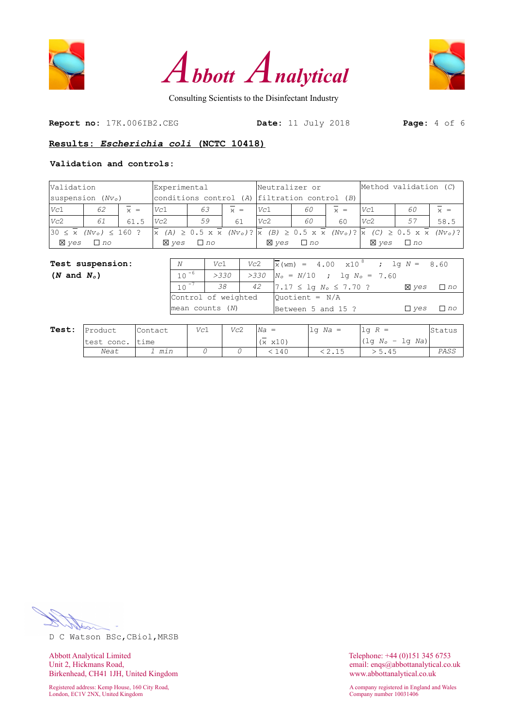Abbott Analytical

Consulting Scientists to the Disinfectant Industry

**Report no:** 17K.006IB2.CEG **Date:** 11 July 2018

## Results: *Escherichia coli* (NCTC 10418)

**Validation and controls:**

| Validation suspension ($Nv_o$) | | | Experimental conditions control (*A*) | | | Neutralizer or filtration control (*B*) | | | Method validation (*C*) | | |
|---|---|---|---|---|---|---|---|---|---|---|---|
| *Vc*1 | *62* | $\bar{x}$ = | *Vc*1 | *63* | $\bar{x}$ = | *Vc*1 | *60* | $\bar{x}$ = | *Vc*1 | *60* | $\bar{x}$ = |
| *Vc*2 | *61* | 61.5 | *Vc*2 | *59* | 61 | *Vc*2 | *60* | 60 | *Vc*2 | *57* | 58.5 |
| $30 \leq \bar{x}$ $(Nv_o) \leq 160$ ? | | | $\bar{x}$ $(A) \geq 0.5 \times \bar{x}$ $(Nv_o)$? | | | $\bar{x}$ $(B) \geq 0.5 \times \bar{x}$ $(Nv_o)$? | | | $\bar{x}$ $(C) \geq 0.5 \times \bar{x}$ $(Nv_o)$? | | |
| ☒ *yes* ☐ *no* | | | ☒ *yes* ☐ *no* | | | ☒ *yes* ☐ *no* | | | ☒ *yes* ☐ *no* | | |

**Test suspension: (*N* and $N_o$)**

| *N* | *Vc*1 | *Vc*2 | $\bar{x}$(wm) = 4.00 x$10^{8}$ ; lg *N* = 8.60 |
|---|---|---|---|
| $10^{-6}$ | *>330* | *>330* | $N_o$ = *N*/10 ; lg $N_o$ = 7.60 |
| $10^{-7}$ | *38* | *42* | $7.17 \leq$ lg $N_o \leq 7.70$ ? ☒ *yes* ☐ *no* |
| Control of weighted mean counts (*N*) | | | Quotient = N/A Between 5 and 15 ? ☐ *yes* ☐ *no* |

**Test:**

| Product test conc. | Contact time | *Vc*1 | *Vc*2 | *Na* = ($\bar{x}$ x10) | lg *Na* = | lg *R* = (lg $N_o$ − lg *Na*) | Status |
|---|---|---|---|---|---|---|---|
| *Neat* | *1 min* | *0* | *0* | < 140 | < 2.15 | > 5.45 | *PASS* |

D C Watson BSc,CBiol,MRSB

Abbott Analytical Limited
Unit 2, Hickmans Road,
Birkenhead, CH41 1JH, United Kingdom

Telephone: +44 (0)151 345 6753
email: enqs@abbottanalytical.co.uk
www.abbottanalytical.co.uk

Registered address: Kemp House, 160 City Road, London, EC1V 2NX, United Kingdom

A company registered in England and Wales
Company number 10031406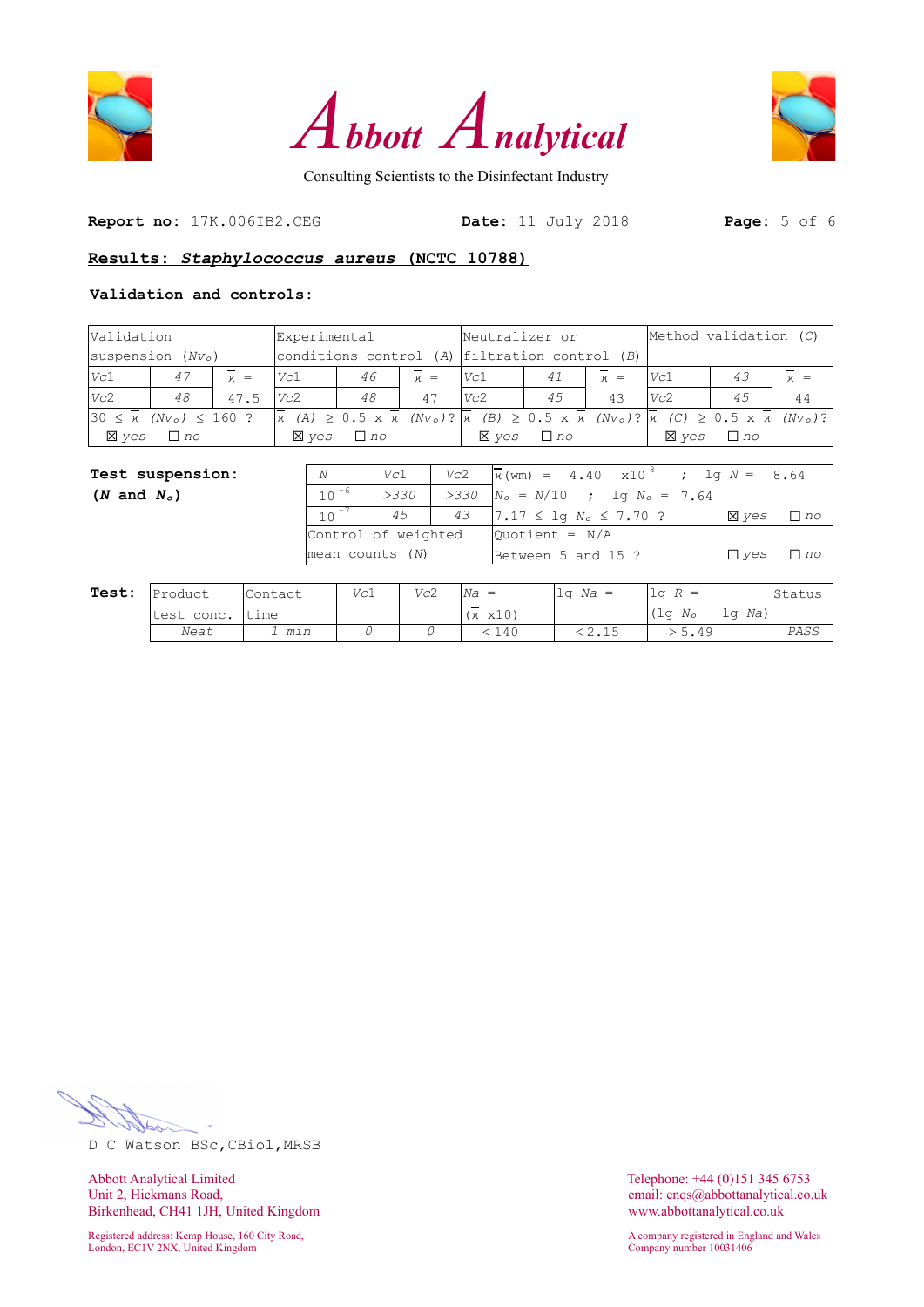# Abbott Analytical

Consulting Scientists to the Disinfectant Industry

**Report no:** 17K.006IB2.CEG  **Date:** 11 July 2018

## Results: *Staphylococcus aureus* (NCTC 10788)

### Validation and controls:

| Validation suspension ($Nv_o$) | | | Experimental conditions control (A) | | | Neutralizer or filtration control (B) | | | Method validation (C) | | |
|---|---|---|---|---|---|---|---|---|---|---|---|
| Vc1 | 47 | $\bar{x}$ = | Vc1 | 46 | $\bar{x}$ = | Vc1 | 41 | $\bar{x}$ = | Vc1 | 43 | $\bar{x}$ = |
| Vc2 | 48 | 47.5 | Vc2 | 48 | 47 | Vc2 | 45 | 43 | Vc2 | 45 | 44 |
| $30 \leq \bar{x}$ $(Nv_o) \leq 160$ ? | | | $\bar{x}$ (A) $\geq 0.5 \times \bar{x}$ $(Nv_o)$? | | | $\bar{x}$ (B) $\geq 0.5 \times \bar{x}$ $(Nv_o)$? | | | $\bar{x}$ (C) $\geq 0.5 \times \bar{x}$ $(Nv_o)$? | | |
| ☒ yes ☐ no | | | ☒ yes ☐ no | | | ☒ yes ☐ no | | | ☒ yes ☐ no | | |

### Test suspension: ($N$ and $N_o$)

| N | Vc1 | Vc2 | | |
|---|---|---|---|---|
| $10^{-6}$ | >330 | >330 | $\bar{x}$(wm) = 4.40 x$10^{8}$ ; lg $N$ = 8.64 | |
| | | | $N_o$ = $N$/10 ; lg $N_o$ = 7.64 | |
| $10^{-7}$ | 45 | 43 | $7.17 \leq$ lg $N_o \leq 7.70$ ? | ☒ yes ☐ no |
| Control of weighted mean counts ($N$) | | | Quotient = N/A Between 5 and 15 ? | ☐ yes ☐ no |

### Test:

| Product test conc. | Contact time | Vc1 | Vc2 | $Na$ = ($\bar{x}$ x10) | lg $Na$ = | lg $R$ = (lg $N_o$ − lg $Na$) | Status |
|---|---|---|---|---|---|---|---|
| Neat | 1 min | 0 | 0 | < 140 | < 2.15 | > 5.49 | PASS |

D C Watson BSc, CBiol, MRSB

Abbott Analytical Limited
Unit 2, Hickmans Road,
Birkenhead, CH41 1JH, United Kingdom

Registered address: Kemp House, 160 City Road,
London, EC1V 2NX, United Kingdom

Telephone: +44 (0)151 345 6753
email: enqs@abbottanalytical.co.uk
www.abbottanalytical.co.uk

A company registered in England and Wales
Company number 10031406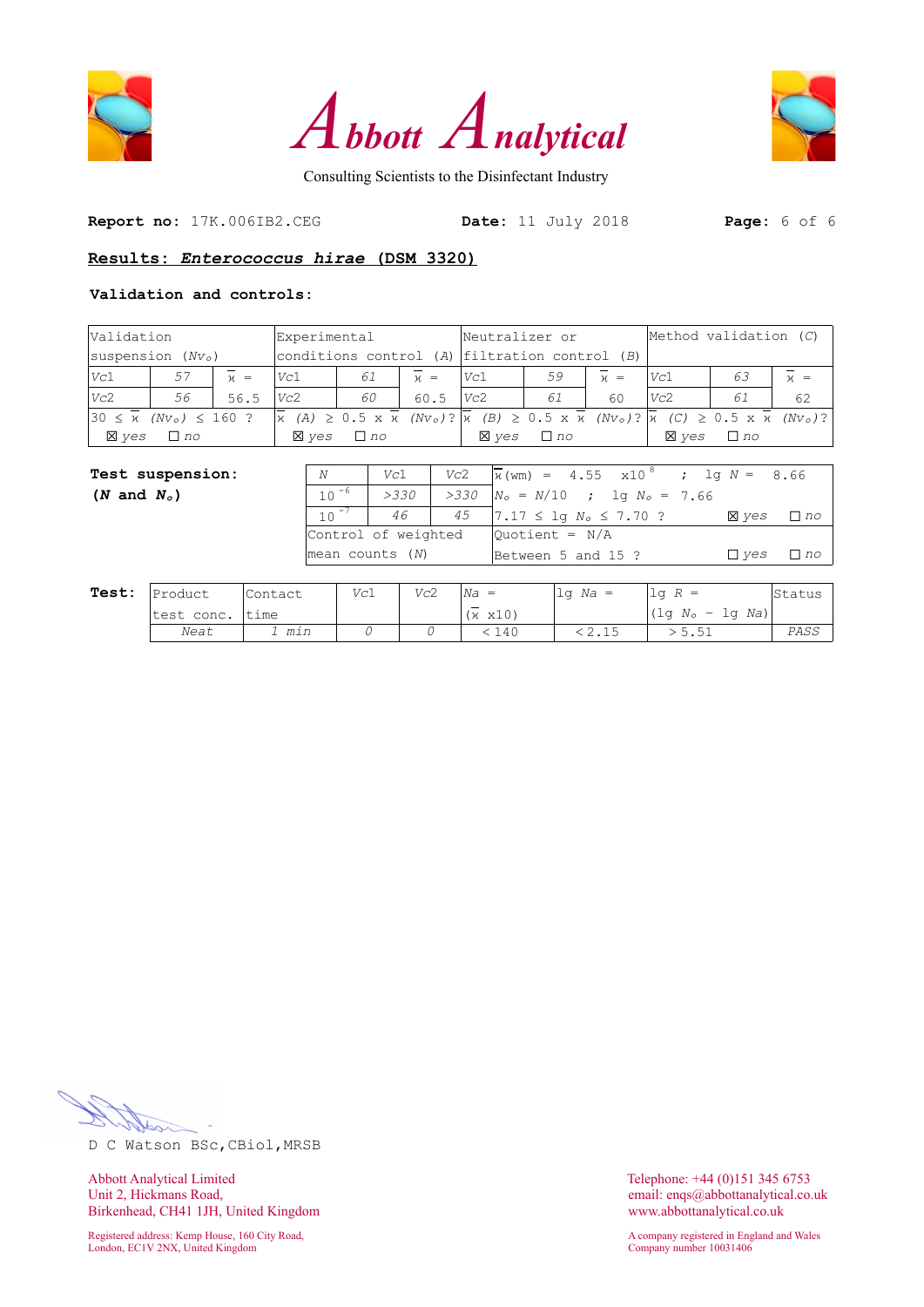# Abbott Analytical

Consulting Scientists to the Disinfectant Industry

**Report no:** 17K.006IB2.CEG **Date:** 11 July 2018

## Results: *Enterococcus hirae* (DSM 3320)

### Validation and controls:

| Validation suspension ($Nv_o$) | | | Experimental conditions control (*A*) | | | Neutralizer or filtration control (*B*) | | | Method validation (*C*) | | |
|---|---|---|---|---|---|---|---|---|---|---|---|
| Vc1 | 57 | $\bar{x}$ = | Vc1 | 61 | $\bar{x}$ = | Vc1 | 59 | $\bar{x}$ = | Vc1 | 63 | $\bar{x}$ = |
| Vc2 | 56 | 56.5 | Vc2 | 60 | 60.5 | Vc2 | 61 | 60 | Vc2 | 61 | 62 |
| $30 \le \bar{x}\ (Nv_o) \le 160$ ? | | | $\bar{x}\ (A) \ge 0.5 \times \bar{x}\ (Nv_o)$? | | | $\bar{x}\ (B) \ge 0.5 \times \bar{x}\ (Nv_o)$? | | | $\bar{x}\ (C) \ge 0.5 \times \bar{x}\ (Nv_o)$? | | |
| ☒ yes ☐ no | | | ☒ yes ☐ no | | | ☒ yes ☐ no | | | ☒ yes ☐ no | | |

### Test suspension: ($N$ and $N_o$)

| N | Vc1 | Vc2 | | |
|---|---|---|---|---|
| $10^{-6}$ | >330 | >330 | $\bar{x}$(wm) = 4.55 x$10^8$ ; lg $N$ = 8.66 | |
| $10^{-7}$ | 46 | 45 | $N_o$ = $N$/10 ; lg $N_o$ = 7.66 | |
| | | | $7.17 \le \lg N_o \le 7.70$ ? | ☒ yes ☐ no |
| Control of weighted mean counts ($N$) | | | Quotient = N/A Between 5 and 15 ? | ☐ yes ☐ no |

### Test:

| Product test conc. | Contact time | Vc1 | Vc2 | $Na$ = ($\bar{x}$ x10) | lg $Na$ = | lg $R$ = (lg $N_o$ − lg $Na$) | Status |
|---|---|---|---|---|---|---|---|
| Neat | 1 min | 0 | 0 | < 140 | < 2.15 | > 5.51 | PASS |

D C Watson BSc,CBiol,MRSB

Abbott Analytical Limited
Unit 2, Hickmans Road,
Birkenhead, CH41 1JH, United Kingdom

Registered address: Kemp House, 160 City Road,
London, EC1V 2NX, United Kingdom

Telephone: +44 (0)151 345 6753
email: enqs@abbottanalytical.co.uk
www.abbottanalytical.co.uk

A company registered in England and Wales
Company number 10031406